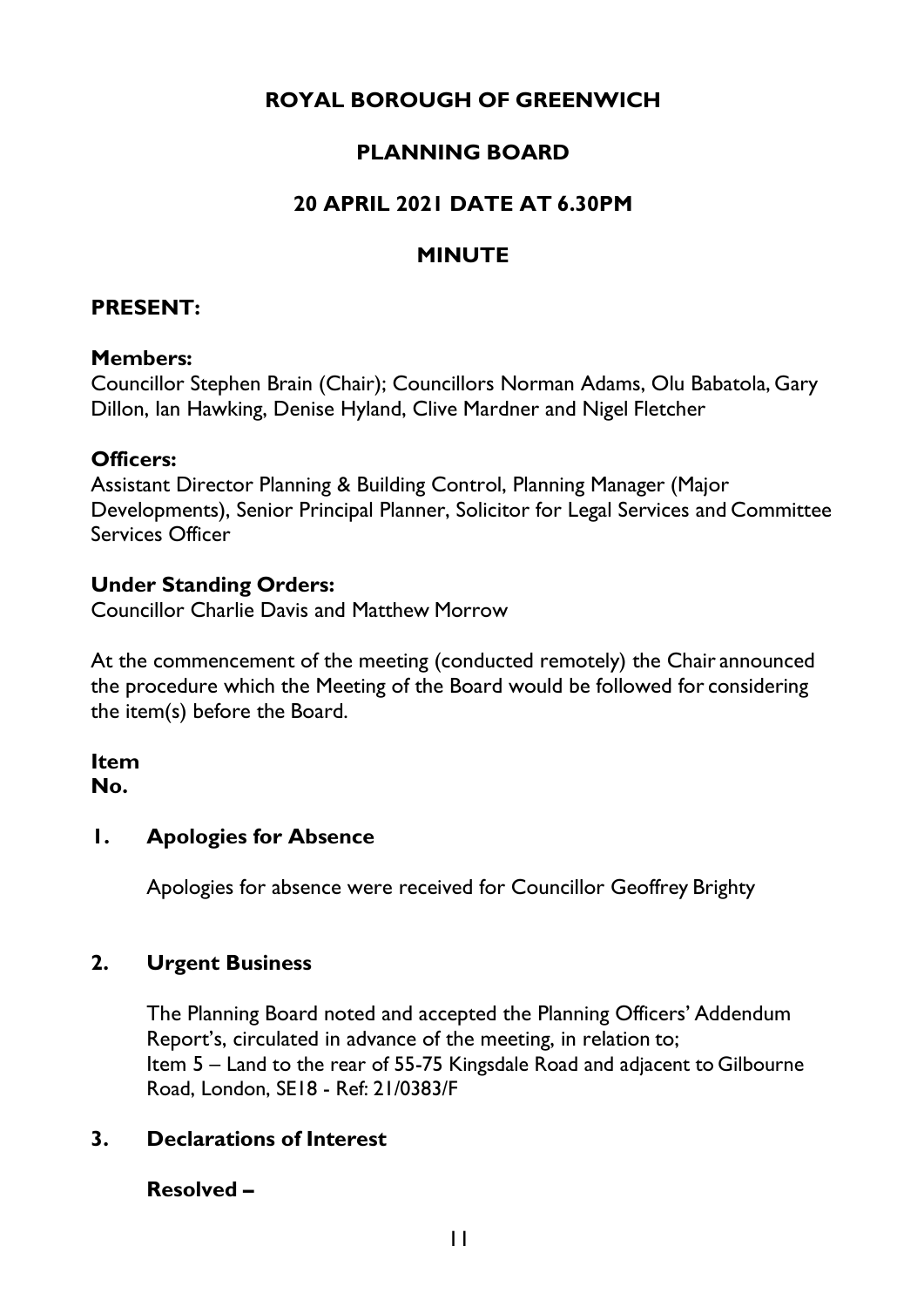# ROYAL BOROUGH OF GREENWICH

## PLANNING BOARD

## 20 APRIL 2021 DATE AT 6.30PM

## MINUTE

### PRESENT:

**Members:**
Councillor Stephen Brain (Chair); Councillors Norman Adams, Olu Babatola, Gary Dillon, Ian Hawking, Denise Hyland, Clive Mardner and Nigel Fletcher

**Officers:**
Assistant Director Planning & Building Control, Planning Manager (Major Developments), Senior Principal Planner, Solicitor for Legal Services and Committee Services Officer

**Under Standing Orders:**
Councillor Charlie Davis and Matthew Morrow

At the commencement of the meeting (conducted remotely) the Chair announced the procedure which the Meeting of the Board would be followed for considering the item(s) before the Board.

**Item No.**

**1. Apologies for Absence**

Apologies for absence were received for Councillor Geoffrey Brighty

**2. Urgent Business**

The Planning Board noted and accepted the Planning Officers' Addendum Report's, circulated in advance of the meeting, in relation to;
Item 5 – Land to the rear of 55-75 Kingsdale Road and adjacent to Gilbourne Road, London, SE18 - Ref: 21/0383/F

**3. Declarations of Interest**

**Resolved –**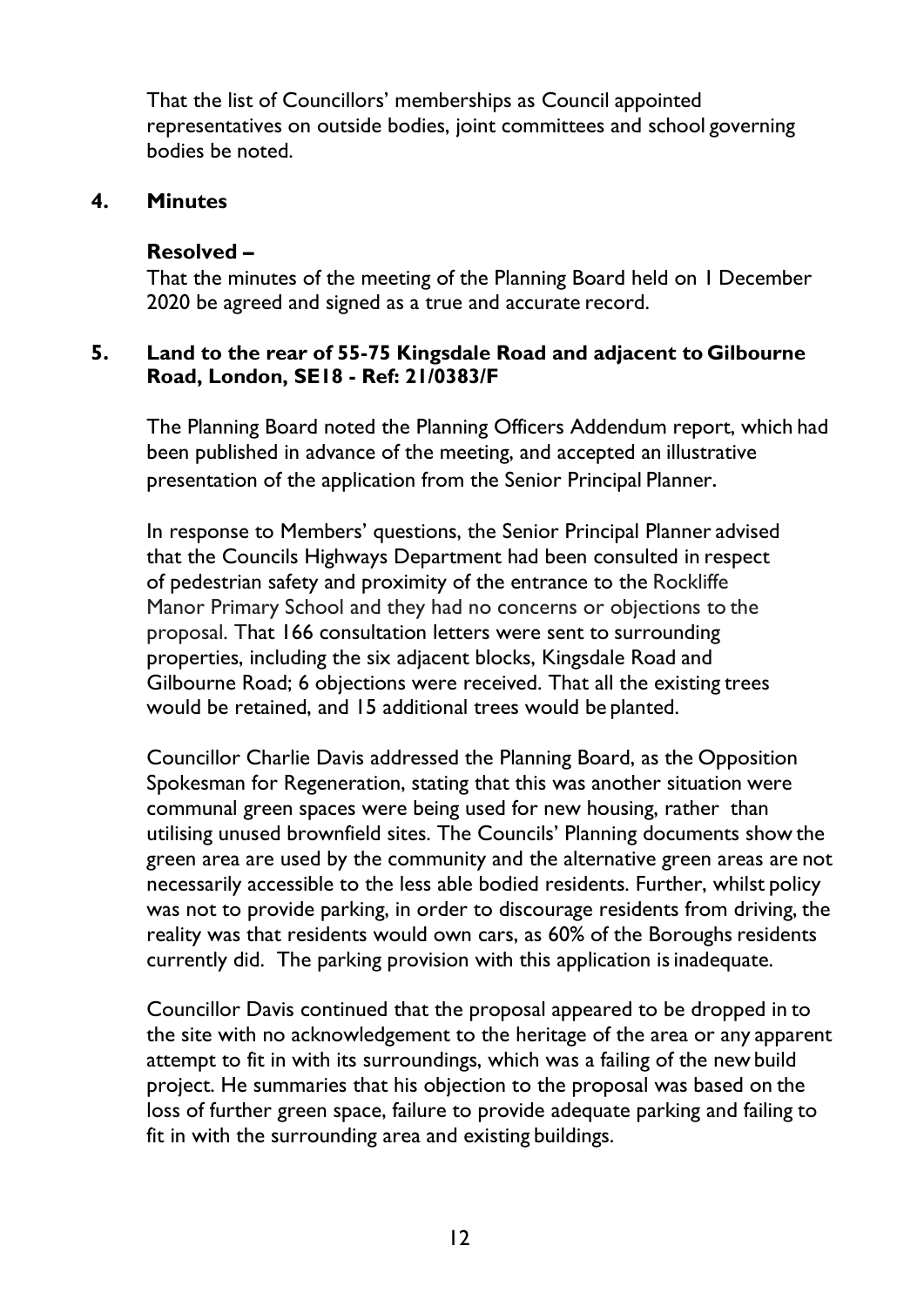That the list of Councillors' memberships as Council appointed representatives on outside bodies, joint committees and school governing bodies be noted.

## 4. Minutes

**Resolved –**

That the minutes of the meeting of the Planning Board held on 1 December 2020 be agreed and signed as a true and accurate record.

## 5. Land to the rear of 55-75 Kingsdale Road and adjacent to Gilbourne Road, London, SE18 - Ref: 21/0383/F

The Planning Board noted the Planning Officers Addendum report, which had been published in advance of the meeting, and accepted an illustrative presentation of the application from the Senior Principal Planner.

In response to Members' questions, the Senior Principal Planner advised that the Councils Highways Department had been consulted in respect of pedestrian safety and proximity of the entrance to the Rockliffe Manor Primary School and they had no concerns or objections to the proposal. That 166 consultation letters were sent to surrounding properties, including the six adjacent blocks, Kingsdale Road and Gilbourne Road; 6 objections were received. That all the existing trees would be retained, and 15 additional trees would be planted.

Councillor Charlie Davis addressed the Planning Board, as the Opposition Spokesman for Regeneration, stating that this was another situation were communal green spaces were being used for new housing, rather than utilising unused brownfield sites. The Councils' Planning documents show the green area are used by the community and the alternative green areas are not necessarily accessible to the less able bodied residents. Further, whilst policy was not to provide parking, in order to discourage residents from driving, the reality was that residents would own cars, as 60% of the Boroughs residents currently did. The parking provision with this application is inadequate.

Councillor Davis continued that the proposal appeared to be dropped in to the site with no acknowledgement to the heritage of the area or any apparent attempt to fit in with its surroundings, which was a failing of the new build project. He summaries that his objection to the proposal was based on the loss of further green space, failure to provide adequate parking and failing to fit in with the surrounding area and existing buildings.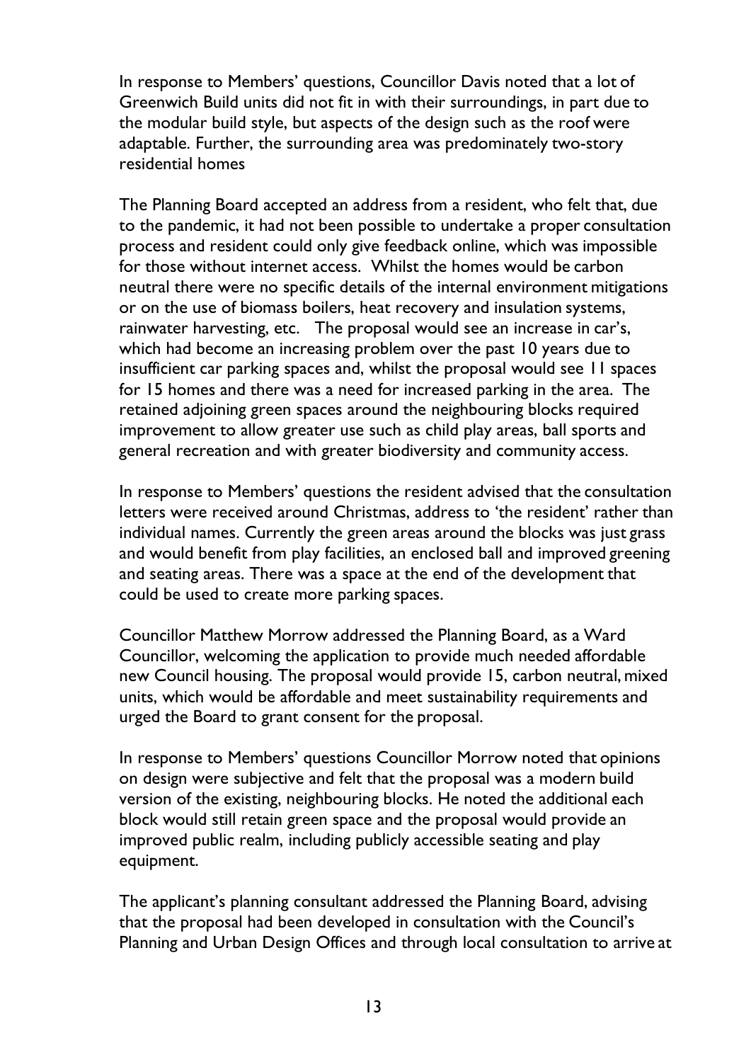In response to Members' questions, Councillor Davis noted that a lot of Greenwich Build units did not fit in with their surroundings, in part due to the modular build style, but aspects of the design such as the roof were adaptable. Further, the surrounding area was predominately two-story residential homes

The Planning Board accepted an address from a resident, who felt that, due to the pandemic, it had not been possible to undertake a proper consultation process and resident could only give feedback online, which was impossible for those without internet access. Whilst the homes would be carbon neutral there were no specific details of the internal environment mitigations or on the use of biomass boilers, heat recovery and insulation systems, rainwater harvesting, etc. The proposal would see an increase in car's, which had become an increasing problem over the past 10 years due to insufficient car parking spaces and, whilst the proposal would see 11 spaces for 15 homes and there was a need for increased parking in the area. The retained adjoining green spaces around the neighbouring blocks required improvement to allow greater use such as child play areas, ball sports and general recreation and with greater biodiversity and community access.

In response to Members' questions the resident advised that the consultation letters were received around Christmas, address to 'the resident' rather than individual names. Currently the green areas around the blocks was just grass and would benefit from play facilities, an enclosed ball and improved greening and seating areas. There was a space at the end of the development that could be used to create more parking spaces.

Councillor Matthew Morrow addressed the Planning Board, as a Ward Councillor, welcoming the application to provide much needed affordable new Council housing. The proposal would provide 15, carbon neutral, mixed units, which would be affordable and meet sustainability requirements and urged the Board to grant consent for the proposal.

In response to Members' questions Councillor Morrow noted that opinions on design were subjective and felt that the proposal was a modern build version of the existing, neighbouring blocks. He noted the additional each block would still retain green space and the proposal would provide an improved public realm, including publicly accessible seating and play equipment.

The applicant's planning consultant addressed the Planning Board, advising that the proposal had been developed in consultation with the Council's Planning and Urban Design Offices and through local consultation to arrive at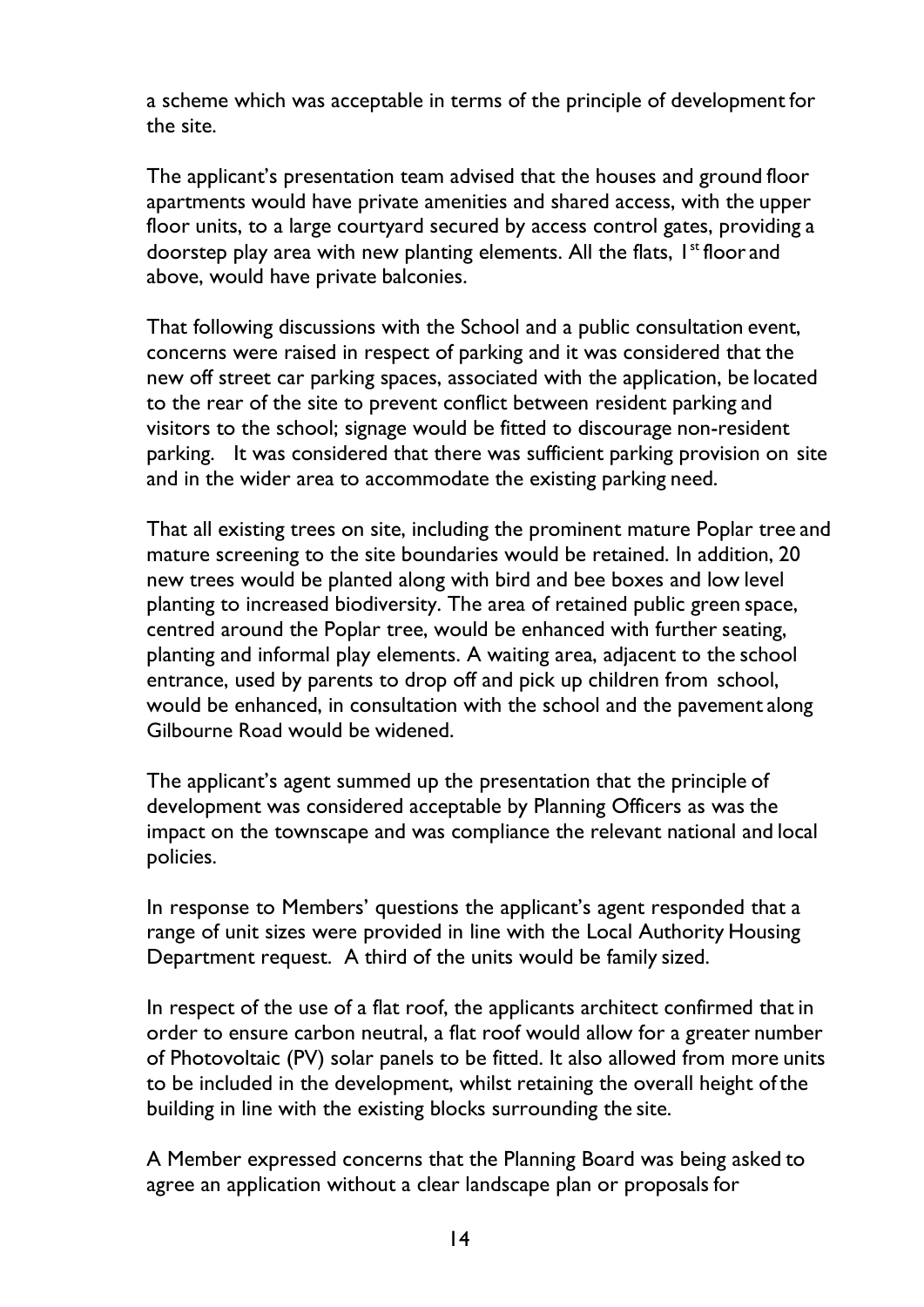a scheme which was acceptable in terms of the principle of development for the site.

The applicant's presentation team advised that the houses and ground floor apartments would have private amenities and shared access, with the upper floor units, to a large courtyard secured by access control gates, providing a doorstep play area with new planting elements. All the flats, 1st floor and above, would have private balconies.

That following discussions with the School and a public consultation event, concerns were raised in respect of parking and it was considered that the new off street car parking spaces, associated with the application, be located to the rear of the site to prevent conflict between resident parking and visitors to the school; signage would be fitted to discourage non-resident parking. It was considered that there was sufficient parking provision on site and in the wider area to accommodate the existing parking need.

That all existing trees on site, including the prominent mature Poplar tree and mature screening to the site boundaries would be retained. In addition, 20 new trees would be planted along with bird and bee boxes and low level planting to increased biodiversity. The area of retained public green space, centred around the Poplar tree, would be enhanced with further seating, planting and informal play elements. A waiting area, adjacent to the school entrance, used by parents to drop off and pick up children from school, would be enhanced, in consultation with the school and the pavement along Gilbourne Road would be widened.

The applicant's agent summed up the presentation that the principle of development was considered acceptable by Planning Officers as was the impact on the townscape and was compliance the relevant national and local policies.

In response to Members' questions the applicant's agent responded that a range of unit sizes were provided in line with the Local Authority Housing Department request. A third of the units would be family sized.

In respect of the use of a flat roof, the applicants architect confirmed that in order to ensure carbon neutral, a flat roof would allow for a greater number of Photovoltaic (PV) solar panels to be fitted. It also allowed from more units to be included in the development, whilst retaining the overall height of the building in line with the existing blocks surrounding the site.

A Member expressed concerns that the Planning Board was being asked to agree an application without a clear landscape plan or proposals for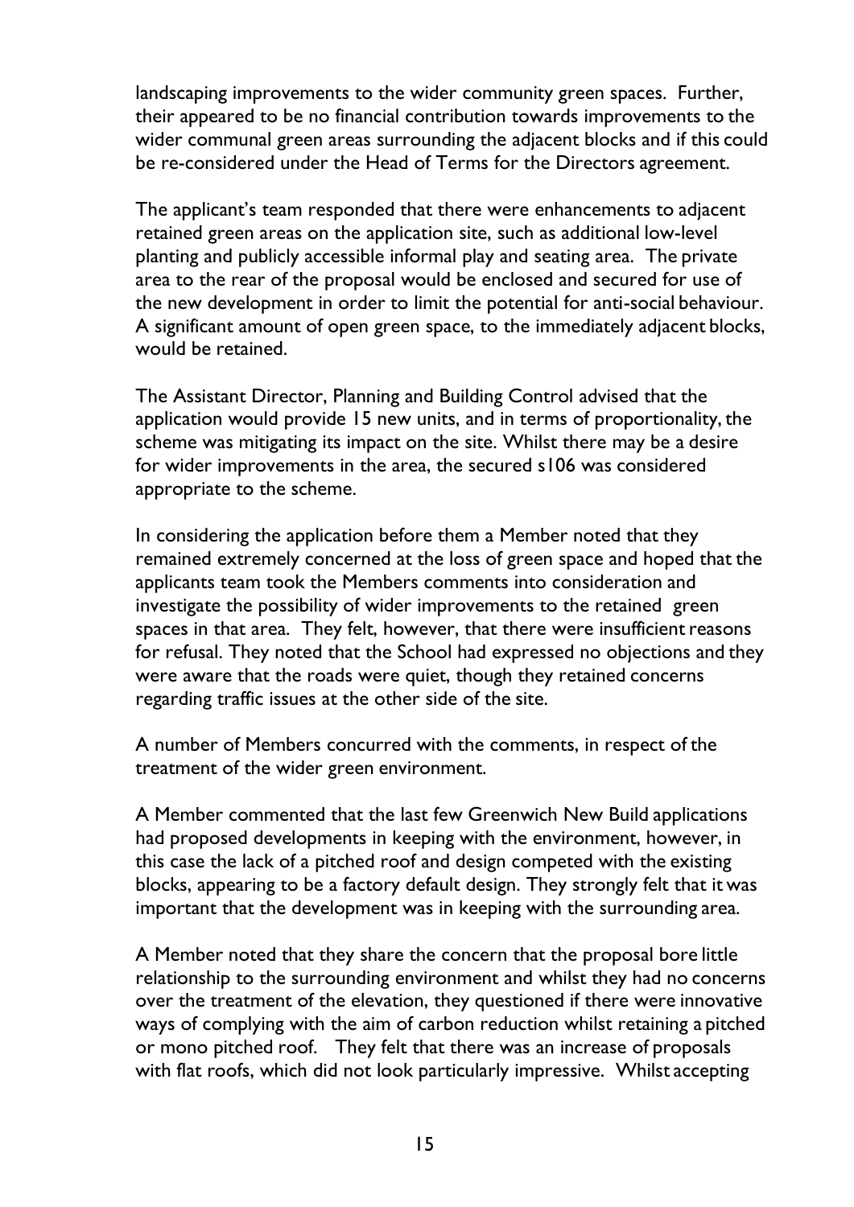landscaping improvements to the wider community green spaces. Further, their appeared to be no financial contribution towards improvements to the wider communal green areas surrounding the adjacent blocks and if this could be re-considered under the Head of Terms for the Directors agreement.

The applicant's team responded that there were enhancements to adjacent retained green areas on the application site, such as additional low-level planting and publicly accessible informal play and seating area. The private area to the rear of the proposal would be enclosed and secured for use of the new development in order to limit the potential for anti-social behaviour. A significant amount of open green space, to the immediately adjacent blocks, would be retained.

The Assistant Director, Planning and Building Control advised that the application would provide 15 new units, and in terms of proportionality, the scheme was mitigating its impact on the site. Whilst there may be a desire for wider improvements in the area, the secured s106 was considered appropriate to the scheme.

In considering the application before them a Member noted that they remained extremely concerned at the loss of green space and hoped that the applicants team took the Members comments into consideration and investigate the possibility of wider improvements to the retained green spaces in that area. They felt, however, that there were insufficient reasons for refusal. They noted that the School had expressed no objections and they were aware that the roads were quiet, though they retained concerns regarding traffic issues at the other side of the site.

A number of Members concurred with the comments, in respect of the treatment of the wider green environment.

A Member commented that the last few Greenwich New Build applications had proposed developments in keeping with the environment, however, in this case the lack of a pitched roof and design competed with the existing blocks, appearing to be a factory default design. They strongly felt that it was important that the development was in keeping with the surrounding area.

A Member noted that they share the concern that the proposal bore little relationship to the surrounding environment and whilst they had no concerns over the treatment of the elevation, they questioned if there were innovative ways of complying with the aim of carbon reduction whilst retaining a pitched or mono pitched roof. They felt that there was an increase of proposals with flat roofs, which did not look particularly impressive. Whilst accepting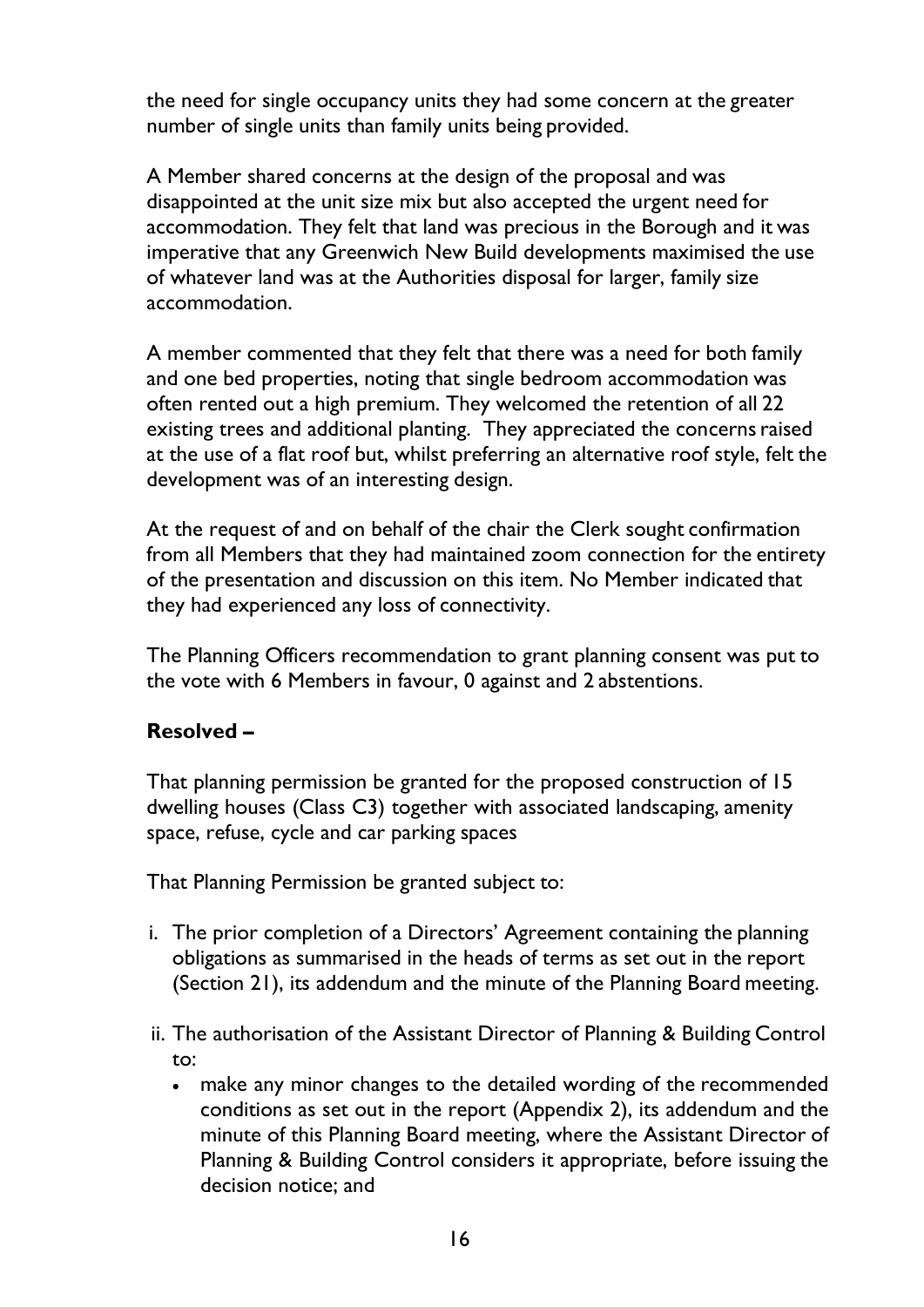the need for single occupancy units they had some concern at the greater number of single units than family units being provided.

A Member shared concerns at the design of the proposal and was disappointed at the unit size mix but also accepted the urgent need for accommodation. They felt that land was precious in the Borough and it was imperative that any Greenwich New Build developments maximised the use of whatever land was at the Authorities disposal for larger, family size accommodation.

A member commented that they felt that there was a need for both family and one bed properties, noting that single bedroom accommodation was often rented out a high premium. They welcomed the retention of all 22 existing trees and additional planting. They appreciated the concerns raised at the use of a flat roof but, whilst preferring an alternative roof style, felt the development was of an interesting design.

At the request of and on behalf of the chair the Clerk sought confirmation from all Members that they had maintained zoom connection for the entirety of the presentation and discussion on this item. No Member indicated that they had experienced any loss of connectivity.

The Planning Officers recommendation to grant planning consent was put to the vote with 6 Members in favour, 0 against and 2 abstentions.

**Resolved –**

That planning permission be granted for the proposed construction of 15 dwelling houses (Class C3) together with associated landscaping, amenity space, refuse, cycle and car parking spaces

That Planning Permission be granted subject to:

i. The prior completion of a Directors' Agreement containing the planning obligations as summarised in the heads of terms as set out in the report (Section 21), its addendum and the minute of the Planning Board meeting.

ii. The authorisation of the Assistant Director of Planning & Building Control to:
    - make any minor changes to the detailed wording of the recommended conditions as set out in the report (Appendix 2), its addendum and the minute of this Planning Board meeting, where the Assistant Director of Planning & Building Control considers it appropriate, before issuing the decision notice; and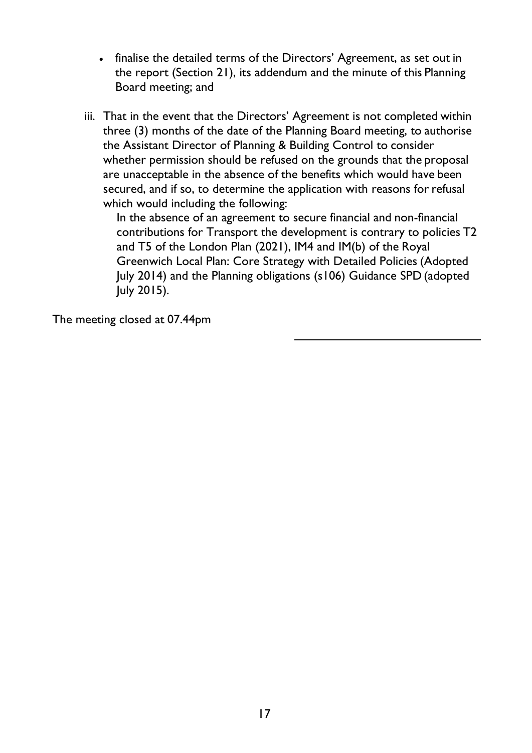- finalise the detailed terms of the Directors' Agreement, as set out in the report (Section 21), its addendum and the minute of this Planning Board meeting; and

iii. That in the event that the Directors' Agreement is not completed within three (3) months of the date of the Planning Board meeting, to authorise the Assistant Director of Planning & Building Control to consider whether permission should be refused on the grounds that the proposal are unacceptable in the absence of the benefits which would have been secured, and if so, to determine the application with reasons for refusal which would including the following:

   In the absence of an agreement to secure financial and non-financial contributions for Transport the development is contrary to policies T2 and T5 of the London Plan (2021), IM4 and IM(b) of the Royal Greenwich Local Plan: Core Strategy with Detailed Policies (Adopted July 2014) and the Planning obligations (s106) Guidance SPD (adopted July 2015).

The meeting closed at 07.44pm